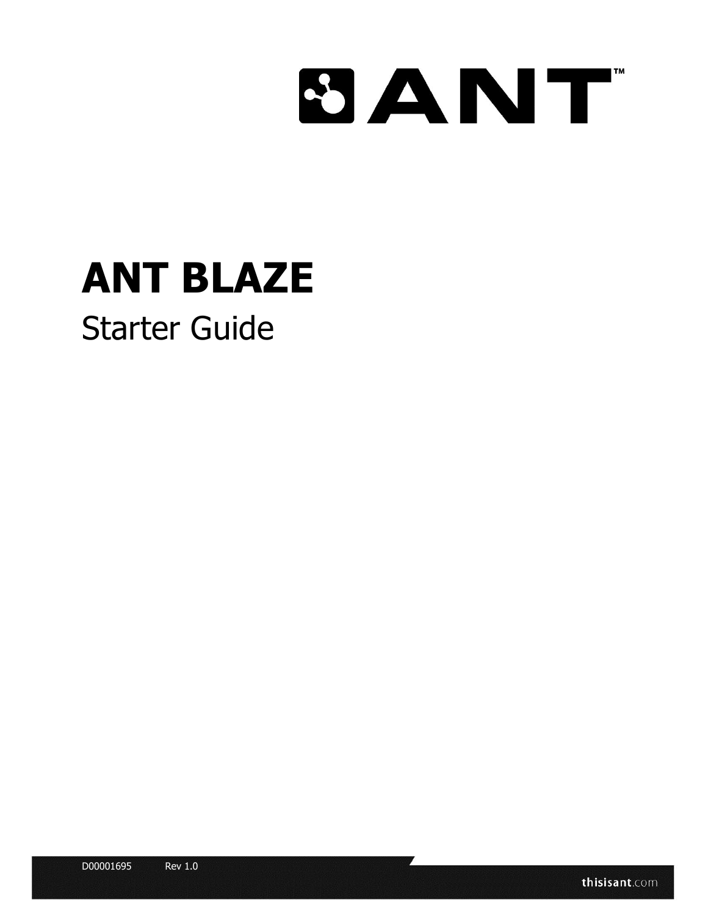# ANT BLAZE

## Starter Guide

D00001695 Rev 1.0

thisisant.com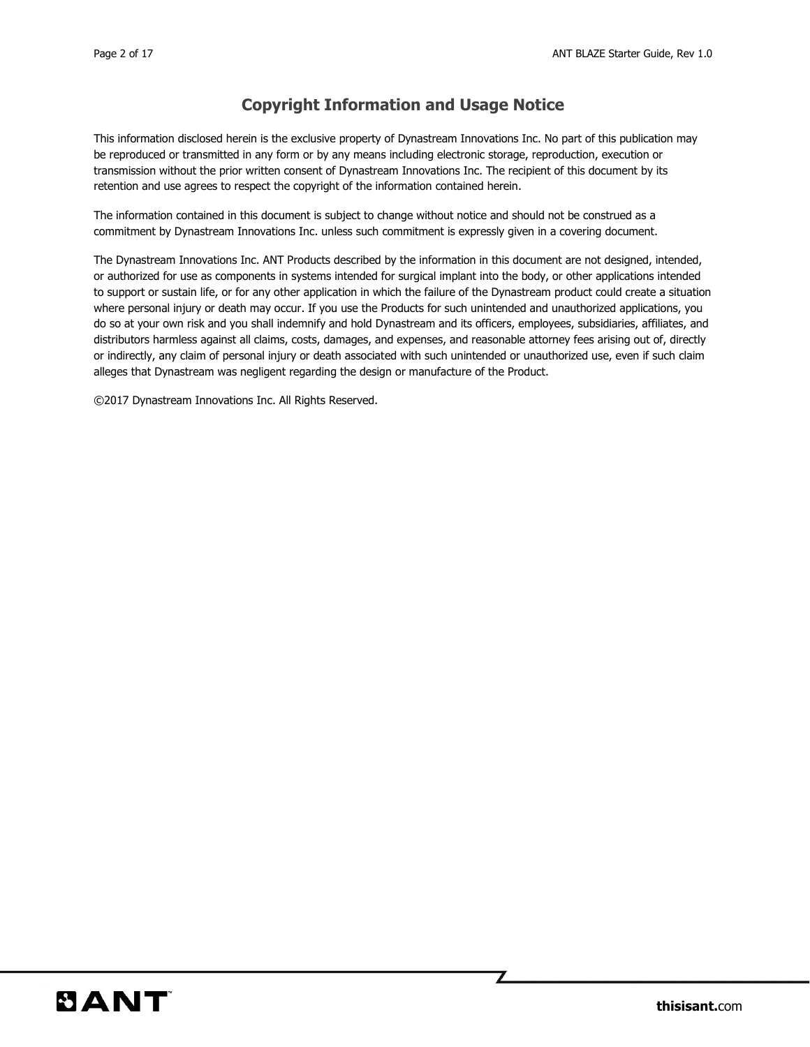## Copyright Information and Usage Notice

This information disclosed herein is the exclusive property of Dynastream Innovations Inc. No part of this publication may be reproduced or transmitted in any form or by any means including electronic storage, reproduction, execution or transmission without the prior written consent of Dynastream Innovations Inc. The recipient of this document by its retention and use agrees to respect the copyright of the information contained herein.

The information contained in this document is subject to change without notice and should not be construed as a commitment by Dynastream Innovations Inc. unless such commitment is expressly given in a covering document.

The Dynastream Innovations Inc. ANT Products described by the information in this document are not designed, intended, or authorized for use as components in systems intended for surgical implant into the body, or other applications intended to support or sustain life, or for any other application in which the failure of the Dynastream product could create a situation where personal injury or death may occur. If you use the Products for such unintended and unauthorized applications, you do so at your own risk and you shall indemnify and hold Dynastream and its officers, employees, subsidiaries, affiliates, and distributors harmless against all claims, costs, damages, and expenses, and reasonable attorney fees arising out of, directly or indirectly, any claim of personal injury or death associated with such unintended or unauthorized use, even if such claim alleges that Dynastream was negligent regarding the design or manufacture of the Product.

©2017 Dynastream Innovations Inc. All Rights Reserved.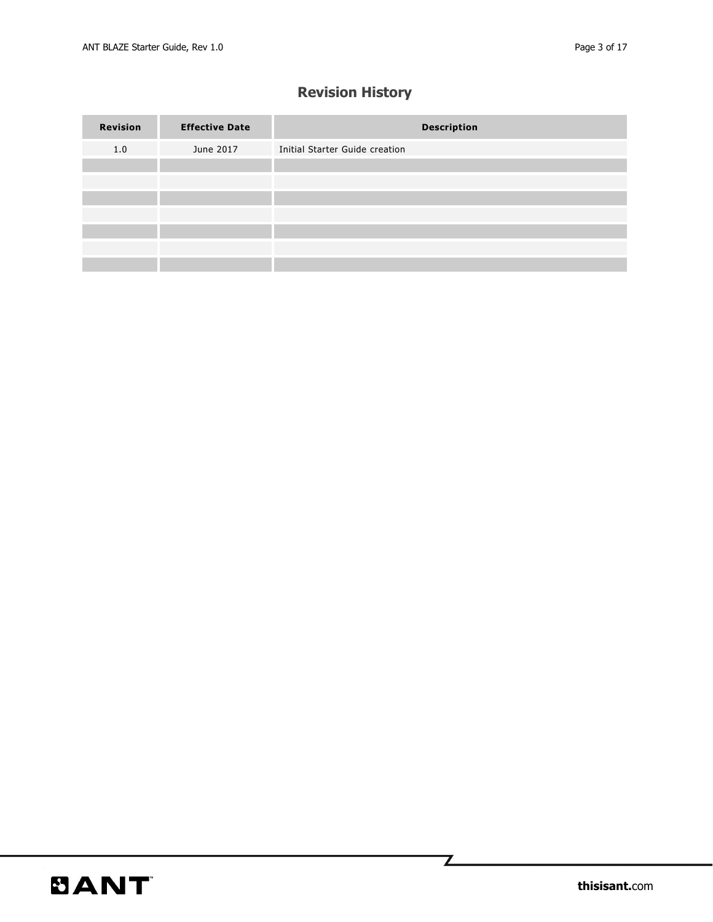## Revision History

| Revision | Effective Date | Description |
|---|---|---|
| 1.0 | June 2017 | Initial Starter Guide creation |
| | | |
| | | |
| | | |
| | | |
| | | |
| | | |
| | | |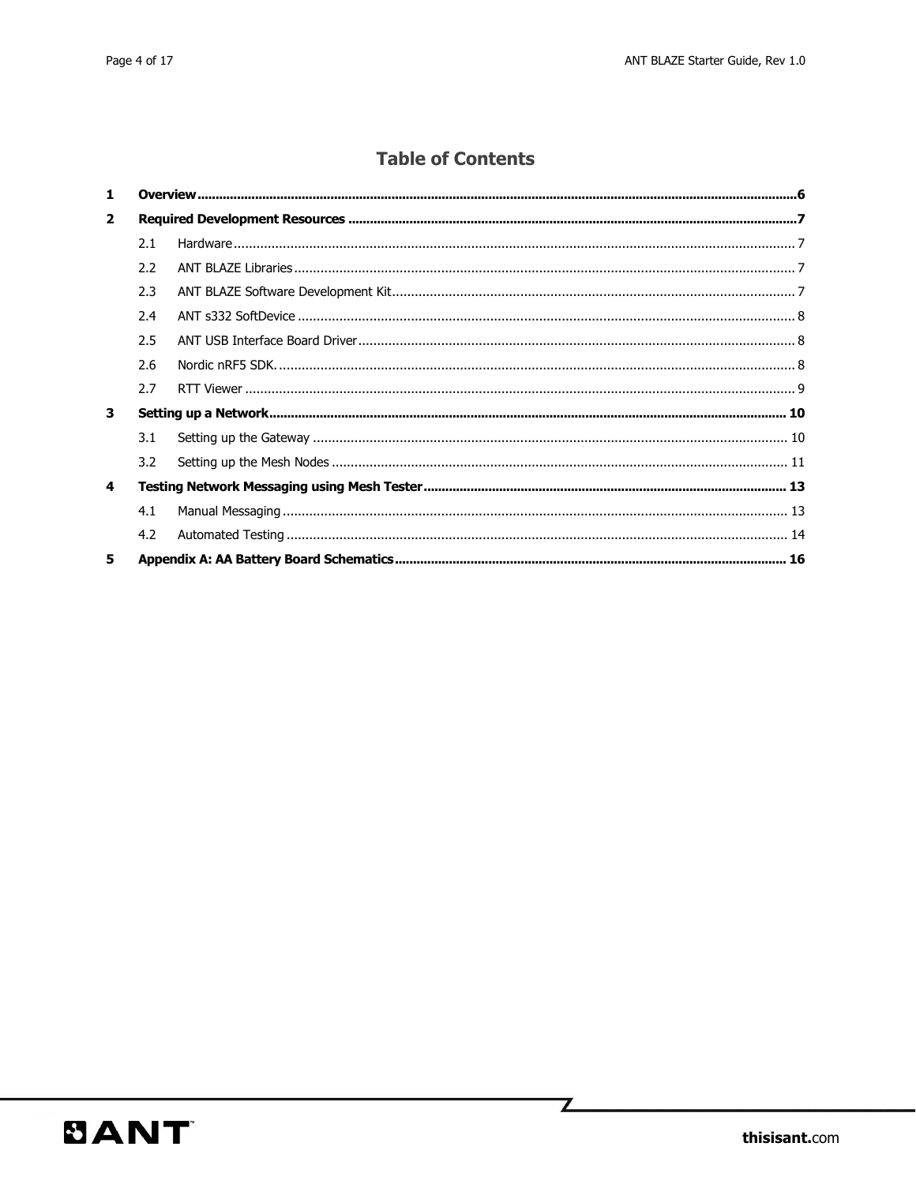# Table of Contents

**1 Overview** .......... **6**

**2 Required Development Resources** .......... **7**

- 2.1 Hardware .......... 7
- 2.2 ANT BLAZE Libraries .......... 7
- 2.3 ANT BLAZE Software Development Kit .......... 7
- 2.4 ANT s332 SoftDevice .......... 8
- 2.5 ANT USB Interface Board Driver .......... 8
- 2.6 Nordic nRF5 SDK. .......... 8
- 2.7 RTT Viewer .......... 9

**3 Setting up a Network** .......... **10**

- 3.1 Setting up the Gateway .......... 10
- 3.2 Setting up the Mesh Nodes .......... 11

**4 Testing Network Messaging using Mesh Tester** .......... **13**

- 4.1 Manual Messaging .......... 13
- 4.2 Automated Testing .......... 14

**5 Appendix A: AA Battery Board Schematics** .......... **16**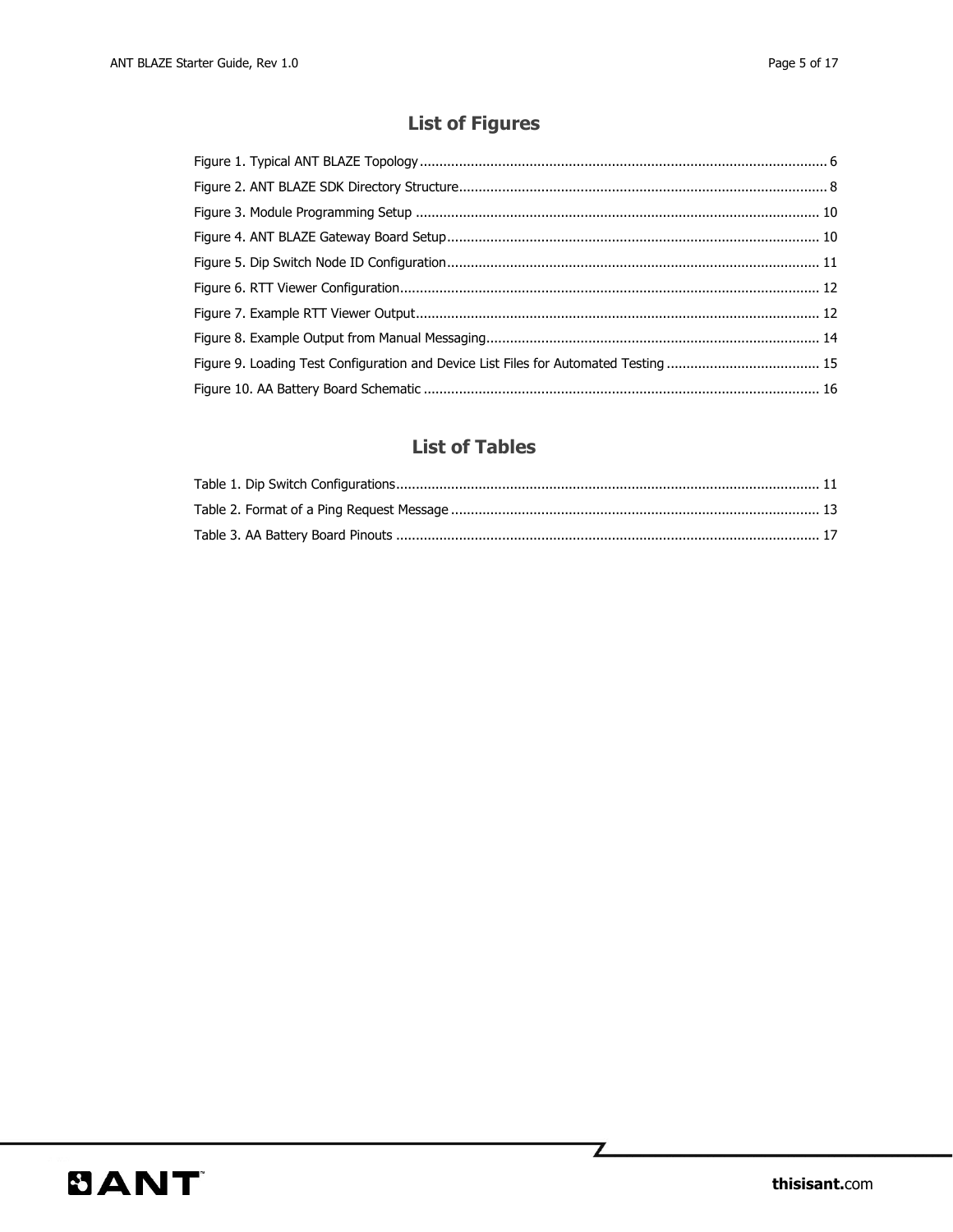## List of Figures

Figure 1. Typical ANT BLAZE Topology ........................................................................................................ 6

Figure 2. ANT BLAZE SDK Directory Structure ............................................................................................. 8

Figure 3. Module Programming Setup ....................................................................................................... 10

Figure 4. ANT BLAZE Gateway Board Setup .............................................................................................. 10

Figure 5. Dip Switch Node ID Configuration .............................................................................................. 11

Figure 6. RTT Viewer Configuration .......................................................................................................... 12

Figure 7. Example RTT Viewer Output ....................................................................................................... 12

Figure 8. Example Output from Manual Messaging .................................................................................... 14

Figure 9. Loading Test Configuration and Device List Files for Automated Testing ....................................... 15

Figure 10. AA Battery Board Schematic .................................................................................................... 16

## List of Tables

Table 1. Dip Switch Configurations ........................................................................................................... 11

Table 2. Format of a Ping Request Message ............................................................................................. 13

Table 3. AA Battery Board Pinouts ........................................................................................................... 17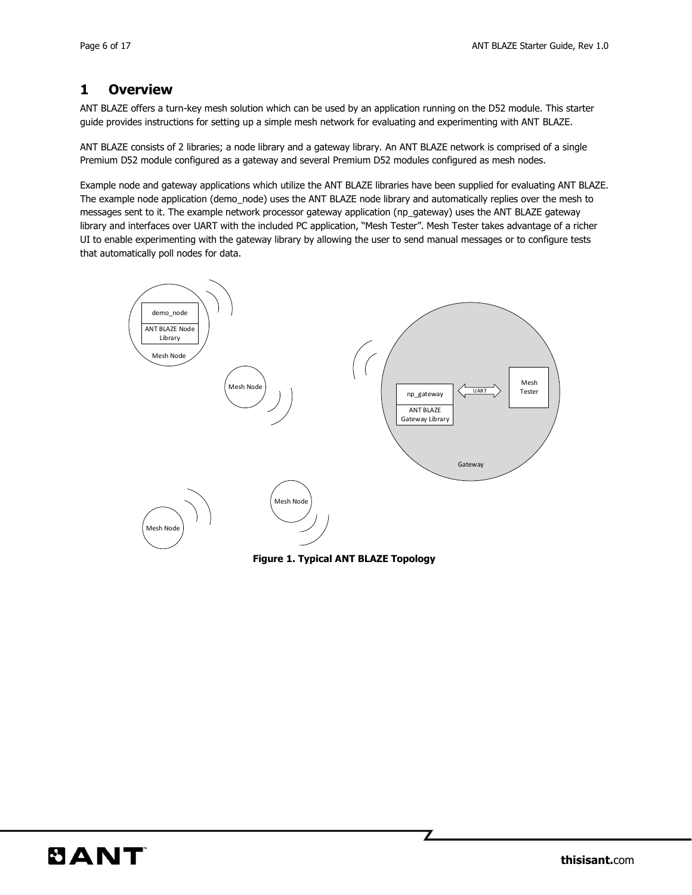# 1 Overview

ANT BLAZE offers a turn-key mesh solution which can be used by an application running on the D52 module. This starter guide provides instructions for setting up a simple mesh network for evaluating and experimenting with ANT BLAZE.

ANT BLAZE consists of 2 libraries; a node library and a gateway library. An ANT BLAZE network is comprised of a single Premium D52 module configured as a gateway and several Premium D52 modules configured as mesh nodes.

Example node and gateway applications which utilize the ANT BLAZE libraries have been supplied for evaluating ANT BLAZE. The example node application (demo_node) uses the ANT BLAZE node library and automatically replies over the mesh to messages sent to it. The example network processor gateway application (np_gateway) uses the ANT BLAZE gateway library and interfaces over UART with the included PC application, "Mesh Tester". Mesh Tester takes advantage of a richer UI to enable experimenting with the gateway library by allowing the user to send manual messages or to configure tests that automatically poll nodes for data.

**Figure 1. Typical ANT BLAZE Topology**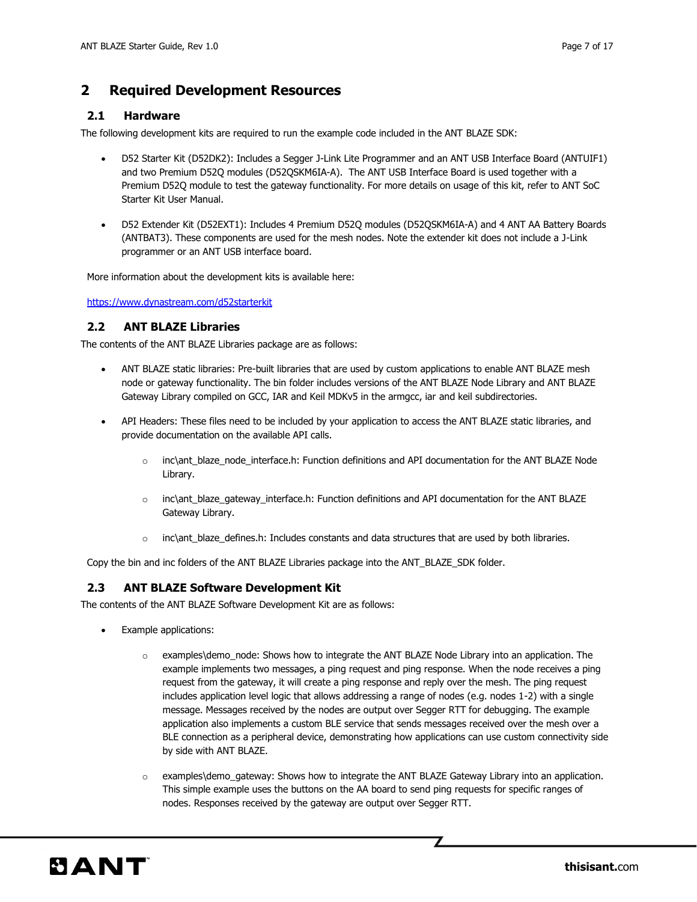# 2 Required Development Resources

## 2.1 Hardware

The following development kits are required to run the example code included in the ANT BLAZE SDK:

- D52 Starter Kit (D52DK2): Includes a Segger J-Link Lite Programmer and an ANT USB Interface Board (ANTUIF1) and two Premium D52Q modules (D52QSKM6IA-A). The ANT USB Interface Board is used together with a Premium D52Q module to test the gateway functionality. For more details on usage of this kit, refer to ANT SoC Starter Kit User Manual.
- D52 Extender Kit (D52EXT1): Includes 4 Premium D52Q modules (D52QSKM6IA-A) and 4 ANT AA Battery Boards (ANTBAT3). These components are used for the mesh nodes. Note the extender kit does not include a J-Link programmer or an ANT USB interface board.

More information about the development kits is available here:

https://www.dynastream.com/d52starterkit

## 2.2 ANT BLAZE Libraries

The contents of the ANT BLAZE Libraries package are as follows:

- ANT BLAZE static libraries: Pre-built libraries that are used by custom applications to enable ANT BLAZE mesh node or gateway functionality. The bin folder includes versions of the ANT BLAZE Node Library and ANT BLAZE Gateway Library compiled on GCC, IAR and Keil MDKv5 in the armgcc, iar and keil subdirectories.
- API Headers: These files need to be included by your application to access the ANT BLAZE static libraries, and provide documentation on the available API calls.
  - inc\ant_blaze_node_interface.h: Function definitions and API documentation for the ANT BLAZE Node Library.
  - inc\ant_blaze_gateway_interface.h: Function definitions and API documentation for the ANT BLAZE Gateway Library.
  - inc\ant_blaze_defines.h: Includes constants and data structures that are used by both libraries.

Copy the bin and inc folders of the ANT BLAZE Libraries package into the ANT_BLAZE_SDK folder.

## 2.3 ANT BLAZE Software Development Kit

The contents of the ANT BLAZE Software Development Kit are as follows:

- Example applications:
  - examples\demo_node: Shows how to integrate the ANT BLAZE Node Library into an application. The example implements two messages, a ping request and ping response. When the node receives a ping request from the gateway, it will create a ping response and reply over the mesh. The ping request includes application level logic that allows addressing a range of nodes (e.g. nodes 1-2) with a single message. Messages received by the nodes are output over Segger RTT for debugging. The example application also implements a custom BLE service that sends messages received over the mesh over a BLE connection as a peripheral device, demonstrating how applications can use custom connectivity side by side with ANT BLAZE.
  - examples\demo_gateway: Shows how to integrate the ANT BLAZE Gateway Library into an application. This simple example uses the buttons on the AA board to send ping requests for specific ranges of nodes. Responses received by the gateway are output over Segger RTT.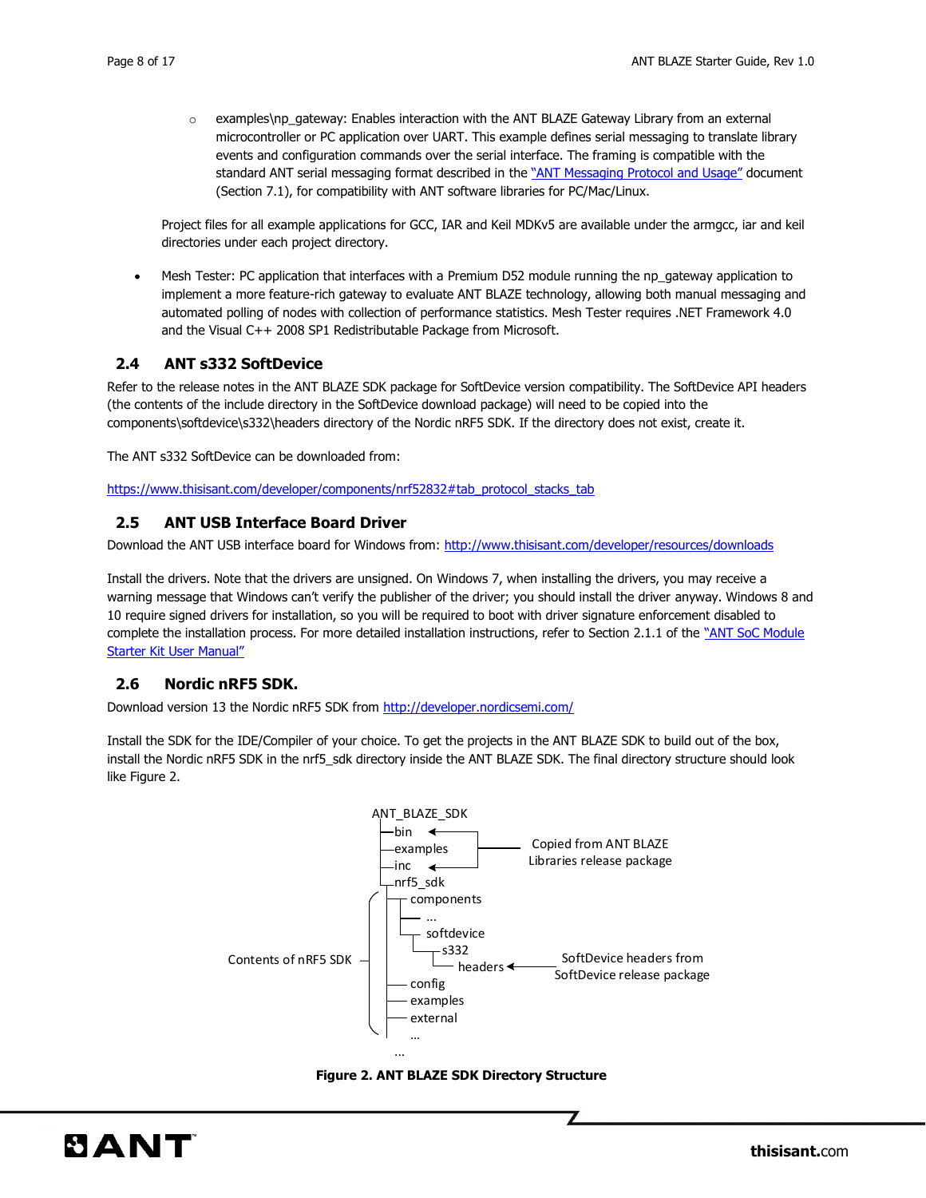- examples\np_gateway: Enables interaction with the ANT BLAZE Gateway Library from an external microcontroller or PC application over UART. This example defines serial messaging to translate library events and configuration commands over the serial interface. The framing is compatible with the standard ANT serial messaging format described in the ["ANT Messaging Protocol and Usage"]() document (Section 7.1), for compatibility with ANT software libraries for PC/Mac/Linux.

  Project files for all example applications for GCC, IAR and Keil MDKv5 are available under the armgcc, iar and keil directories under each project directory.

- Mesh Tester: PC application that interfaces with a Premium D52 module running the np_gateway application to implement a more feature-rich gateway to evaluate ANT BLAZE technology, allowing both manual messaging and automated polling of nodes with collection of performance statistics. Mesh Tester requires .NET Framework 4.0 and the Visual C++ 2008 SP1 Redistributable Package from Microsoft.

## 2.4 ANT s332 SoftDevice

Refer to the release notes in the ANT BLAZE SDK package for SoftDevice version compatibility. The SoftDevice API headers (the contents of the include directory in the SoftDevice download package) will need to be copied into the components\softdevice\s332\headers directory of the Nordic nRF5 SDK. If the directory does not exist, create it.

The ANT s332 SoftDevice can be downloaded from:

https://www.thisisant.com/developer/components/nrf52832#tab_protocol_stacks_tab

## 2.5 ANT USB Interface Board Driver

Download the ANT USB interface board for Windows from: http://www.thisisant.com/developer/resources/downloads

Install the drivers. Note that the drivers are unsigned. On Windows 7, when installing the drivers, you may receive a warning message that Windows can't verify the publisher of the driver; you should install the driver anyway. Windows 8 and 10 require signed drivers for installation, so you will be required to boot with driver signature enforcement disabled to complete the installation process. For more detailed installation instructions, refer to Section 2.1.1 of the ["ANT SoC Module Starter Kit User Manual"]()

## 2.6 Nordic nRF5 SDK.

Download version 13 the Nordic nRF5 SDK from http://developer.nordicsemi.com/

Install the SDK for the IDE/Compiler of your choice. To get the projects in the ANT BLAZE SDK to build out of the box, install the Nordic nRF5 SDK in the nrf5_sdk directory inside the ANT BLAZE SDK. The final directory structure should look like Figure 2.

```
ANT_BLAZE_SDK
├─bin        ◄─┐
├─examples     ├── Copied from ANT BLAZE Libraries release package
├─inc        ◄─┘
└─nrf5_sdk
    ├─components                                   ┐
    │  ├─...                                       │
    │  └─softdevice                                │
    │      └─s332                                  │
    │          └─headers ◄── SoftDevice headers    │
    │                        from SoftDevice       ├─ Contents of nRF5 SDK
    │                        release package       │
    ├─config                                       │
    ├─examples                                     │
    ├─external                                     │
    └─...                                          ┘
...
```

**Figure 2. ANT BLAZE SDK Directory Structure**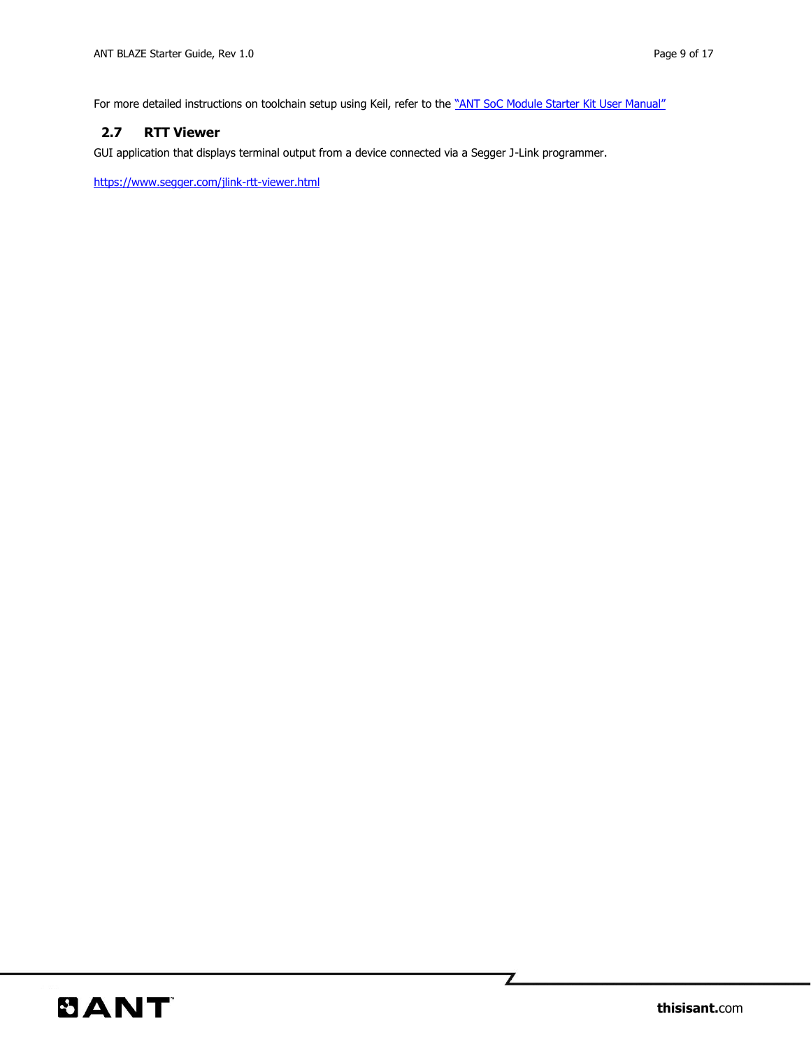For more detailed instructions on toolchain setup using Keil, refer to the [“ANT SoC Module Starter Kit User Manual”]()

## 2.7 RTT Viewer

GUI application that displays terminal output from a device connected via a Segger J-Link programmer.

https://www.segger.com/jlink-rtt-viewer.html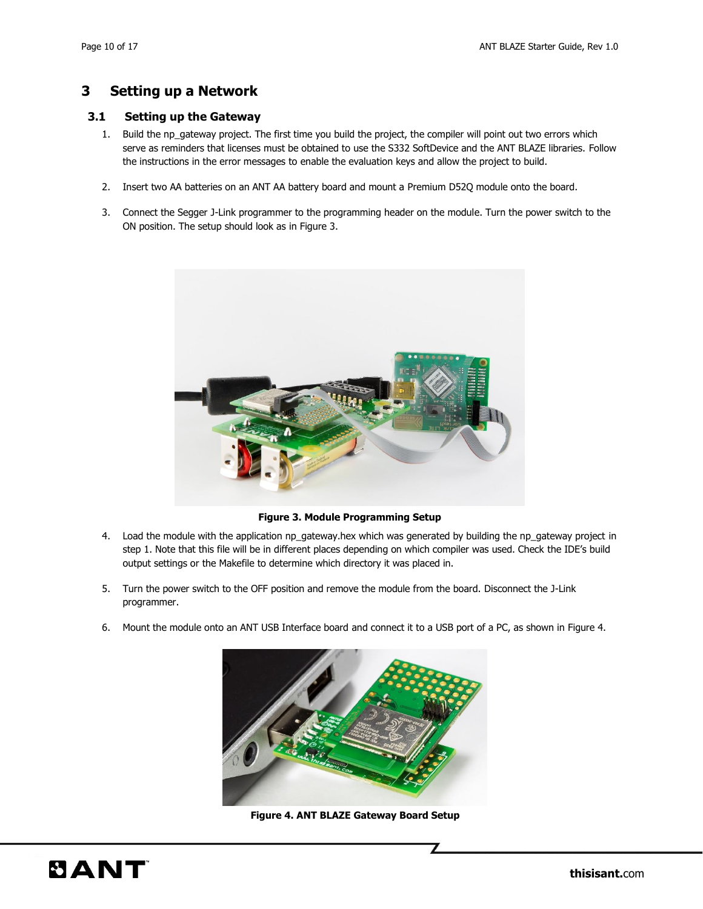# 3 Setting up a Network

## 3.1 Setting up the Gateway

1. Build the np_gateway project. The first time you build the project, the compiler will point out two errors which serve as reminders that licenses must be obtained to use the S332 SoftDevice and the ANT BLAZE libraries. Follow the instructions in the error messages to enable the evaluation keys and allow the project to build.

2. Insert two AA batteries on an ANT AA battery board and mount a Premium D52Q module onto the board.

3. Connect the Segger J-Link programmer to the programming header on the module. Turn the power switch to the ON position. The setup should look as in Figure 3.

**Figure 3. Module Programming Setup**

4. Load the module with the application np_gateway.hex which was generated by building the np_gateway project in step 1. Note that this file will be in different places depending on which compiler was used. Check the IDE's build output settings or the Makefile to determine which directory it was placed in.

5. Turn the power switch to the OFF position and remove the module from the board. Disconnect the J-Link programmer.

6. Mount the module onto an ANT USB Interface board and connect it to a USB port of a PC, as shown in Figure 4.

**Figure 4. ANT BLAZE Gateway Board Setup**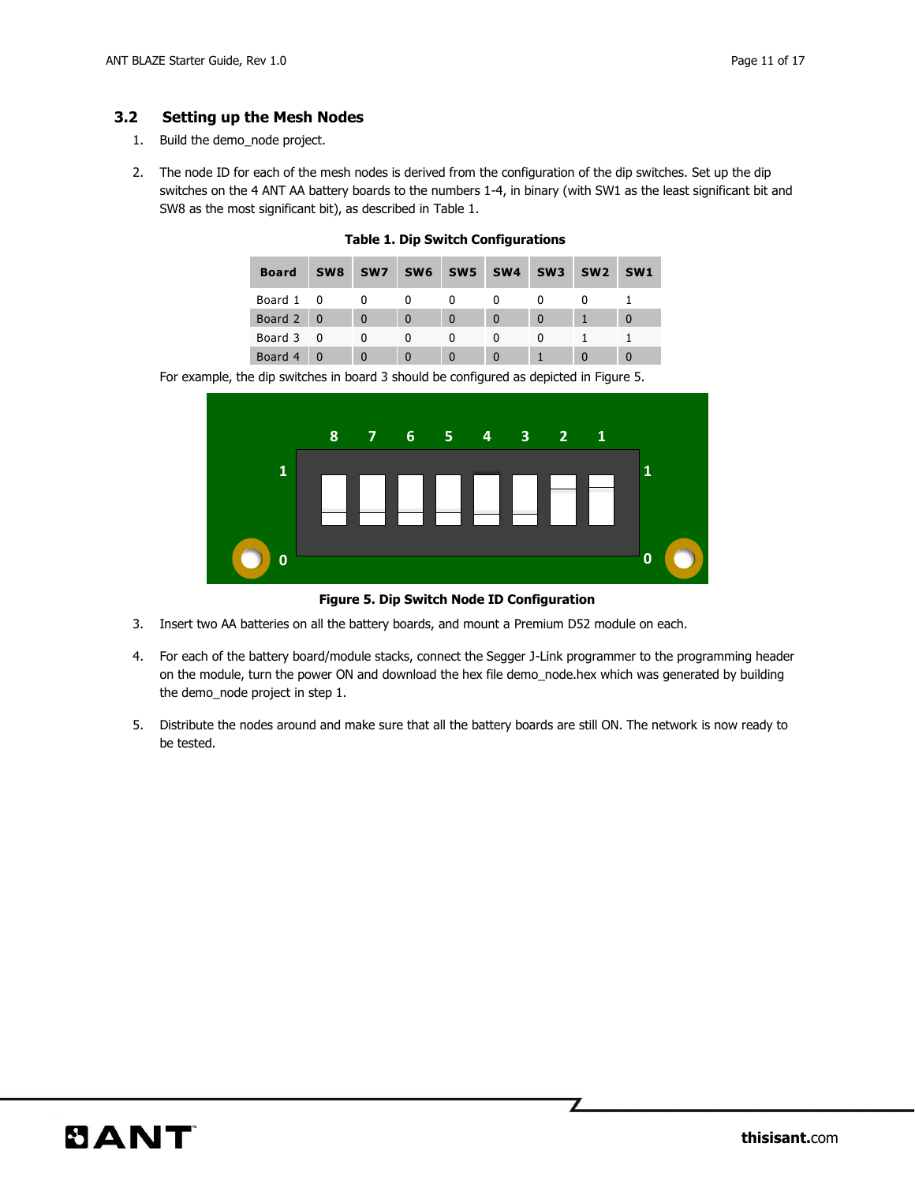## 3.2 Setting up the Mesh Nodes

1. Build the demo_node project.

2. The node ID for each of the mesh nodes is derived from the configuration of the dip switches. Set up the dip switches on the 4 ANT AA battery boards to the numbers 1-4, in binary (with SW1 as the least significant bit and SW8 as the most significant bit), as described in Table 1.

**Table 1. Dip Switch Configurations**

| Board | SW8 | SW7 | SW6 | SW5 | SW4 | SW3 | SW2 | SW1 |
|---|---|---|---|---|---|---|---|---|
| Board 1 | 0 | 0 | 0 | 0 | 0 | 0 | 0 | 1 |
| Board 2 | 0 | 0 | 0 | 0 | 0 | 0 | 1 | 0 |
| Board 3 | 0 | 0 | 0 | 0 | 0 | 0 | 1 | 1 |
| Board 4 | 0 | 0 | 0 | 0 | 0 | 1 | 0 | 0 |

For example, the dip switches in board 3 should be configured as depicted in Figure 5.

**Figure 5. Dip Switch Node ID Configuration**

3. Insert two AA batteries on all the battery boards, and mount a Premium D52 module on each.

4. For each of the battery board/module stacks, connect the Segger J-Link programmer to the programming header on the module, turn the power ON and download the hex file demo_node.hex which was generated by building the demo_node project in step 1.

5. Distribute the nodes around and make sure that all the battery boards are still ON. The network is now ready to be tested.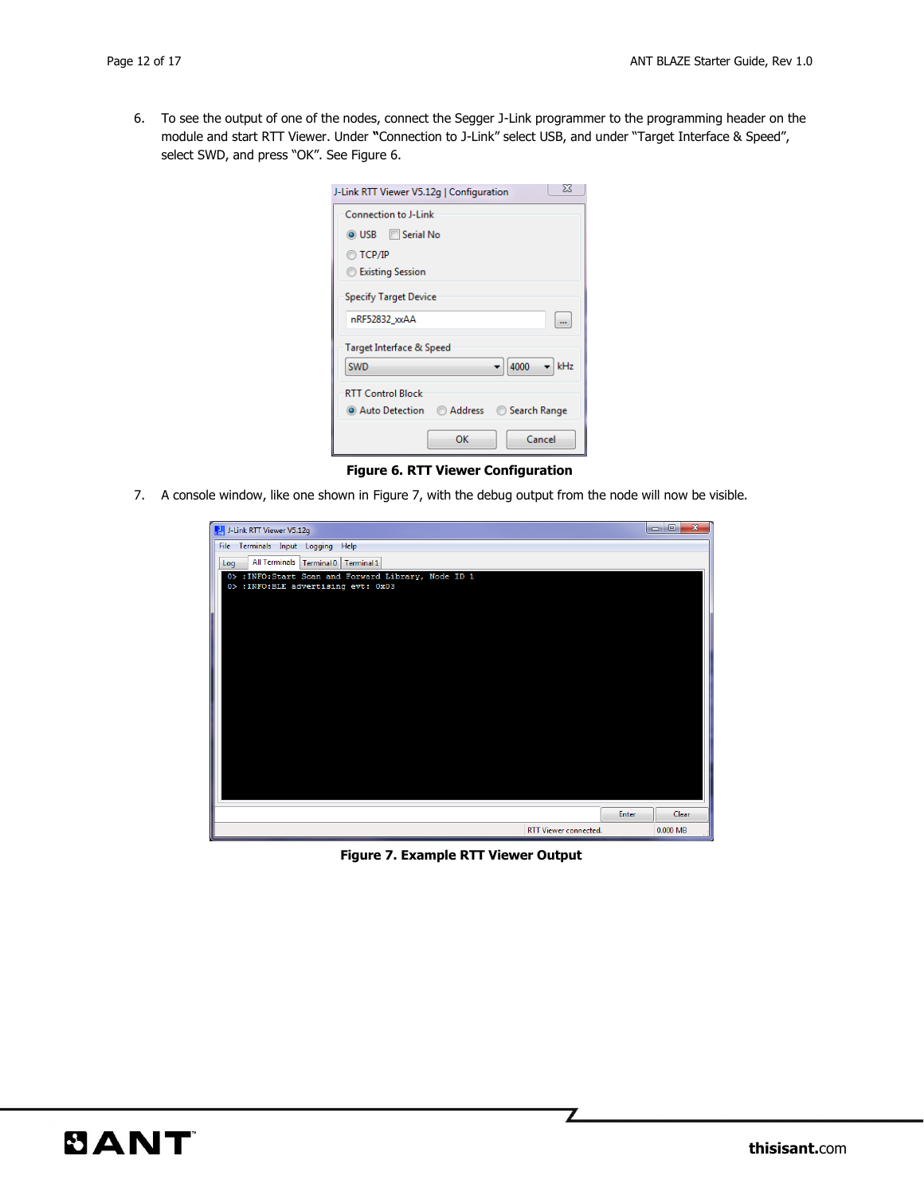6. To see the output of one of the nodes, connect the Segger J-Link programmer to the programming header on the module and start RTT Viewer. Under "Connection to J-Link" select USB, and under "Target Interface & Speed", select SWD, and press "OK". See Figure 6.

**Figure 6. RTT Viewer Configuration**

7. A console window, like one shown in Figure 7, with the debug output from the node will now be visible.

**Figure 7. Example RTT Viewer Output**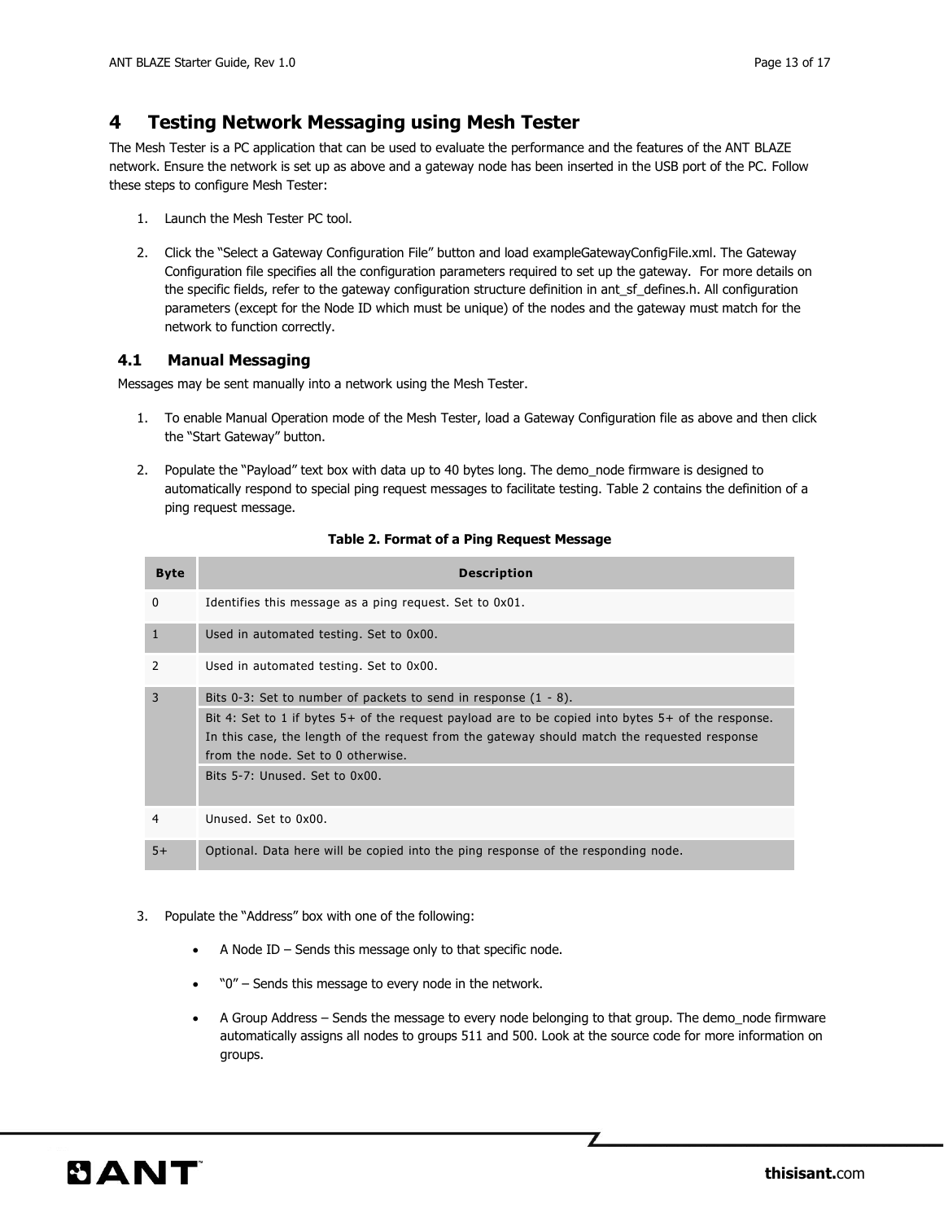# 4 Testing Network Messaging using Mesh Tester

The Mesh Tester is a PC application that can be used to evaluate the performance and the features of the ANT BLAZE network. Ensure the network is set up as above and a gateway node has been inserted in the USB port of the PC. Follow these steps to configure Mesh Tester:

1. Launch the Mesh Tester PC tool.
2. Click the "Select a Gateway Configuration File" button and load exampleGatewayConfigFile.xml. The Gateway Configuration file specifies all the configuration parameters required to set up the gateway. For more details on the specific fields, refer to the gateway configuration structure definition in ant_sf_defines.h. All configuration parameters (except for the Node ID which must be unique) of the nodes and the gateway must match for the network to function correctly.

## 4.1 Manual Messaging

Messages may be sent manually into a network using the Mesh Tester.

1. To enable Manual Operation mode of the Mesh Tester, load a Gateway Configuration file as above and then click the "Start Gateway" button.
2. Populate the "Payload" text box with data up to 40 bytes long. The demo_node firmware is designed to automatically respond to special ping request messages to facilitate testing. Table 2 contains the definition of a ping request message.

**Table 2. Format of a Ping Request Message**

| Byte | Description |
|---|---|
| 0 | Identifies this message as a ping request. Set to 0x01. |
| 1 | Used in automated testing. Set to 0x00. |
| 2 | Used in automated testing. Set to 0x00. |
| 3 | Bits 0-3: Set to number of packets to send in response (1 - 8). |
| | Bit 4: Set to 1 if bytes 5+ of the request payload are to be copied into bytes 5+ of the response. In this case, the length of the request from the gateway should match the requested response from the node. Set to 0 otherwise. |
| | Bits 5-7: Unused. Set to 0x00. |
| 4 | Unused. Set to 0x00. |
| 5+ | Optional. Data here will be copied into the ping response of the responding node. |

3. Populate the "Address" box with one of the following:
   - A Node ID – Sends this message only to that specific node.
   - "0" – Sends this message to every node in the network.
   - A Group Address – Sends the message to every node belonging to that group. The demo_node firmware automatically assigns all nodes to groups 511 and 500. Look at the source code for more information on groups.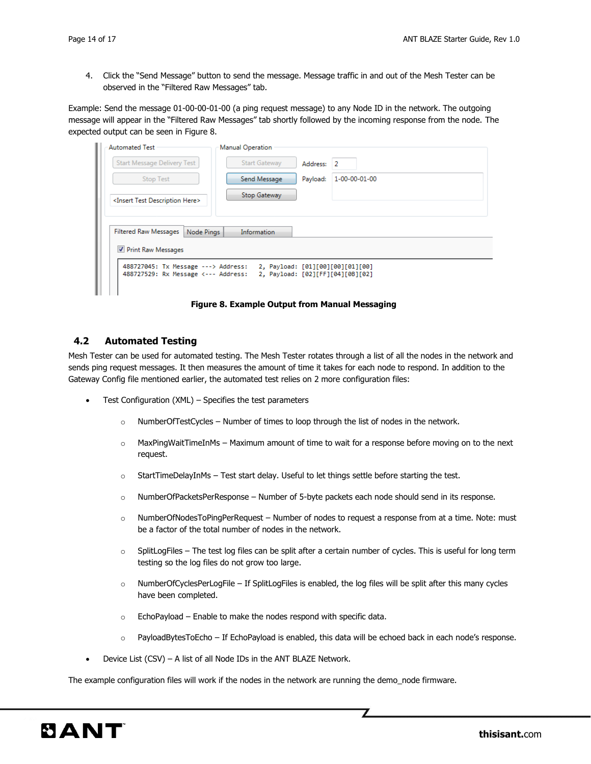4. Click the "Send Message" button to send the message. Message traffic in and out of the Mesh Tester can be observed in the "Filtered Raw Messages" tab.

Example: Send the message 01-00-00-01-00 (a ping request message) to any Node ID in the network. The outgoing message will appear in the "Filtered Raw Messages" tab shortly followed by the incoming response from the node. The expected output can be seen in Figure 8.

**Figure 8. Example Output from Manual Messaging**

## 4.2 Automated Testing

Mesh Tester can be used for automated testing. The Mesh Tester rotates through a list of all the nodes in the network and sends ping request messages. It then measures the amount of time it takes for each node to respond. In addition to the Gateway Config file mentioned earlier, the automated test relies on 2 more configuration files:

- Test Configuration (XML) – Specifies the test parameters
  - NumberOfTestCycles – Number of times to loop through the list of nodes in the network.
  - MaxPingWaitTimeInMs – Maximum amount of time to wait for a response before moving on to the next request.
  - StartTimeDelayInMs – Test start delay. Useful to let things settle before starting the test.
  - NumberOfPacketsPerResponse – Number of 5-byte packets each node should send in its response.
  - NumberOfNodesToPingPerRequest – Number of nodes to request a response from at a time. Note: must be a factor of the total number of nodes in the network.
  - SplitLogFiles – The test log files can be split after a certain number of cycles. This is useful for long term testing so the log files do not grow too large.
  - NumberOfCyclesPerLogFile – If SplitLogFiles is enabled, the log files will be split after this many cycles have been completed.
  - EchoPayload – Enable to make the nodes respond with specific data.
  - PayloadBytesToEcho – If EchoPayload is enabled, this data will be echoed back in each node's response.
- Device List (CSV) – A list of all Node IDs in the ANT BLAZE Network.

The example configuration files will work if the nodes in the network are running the demo_node firmware.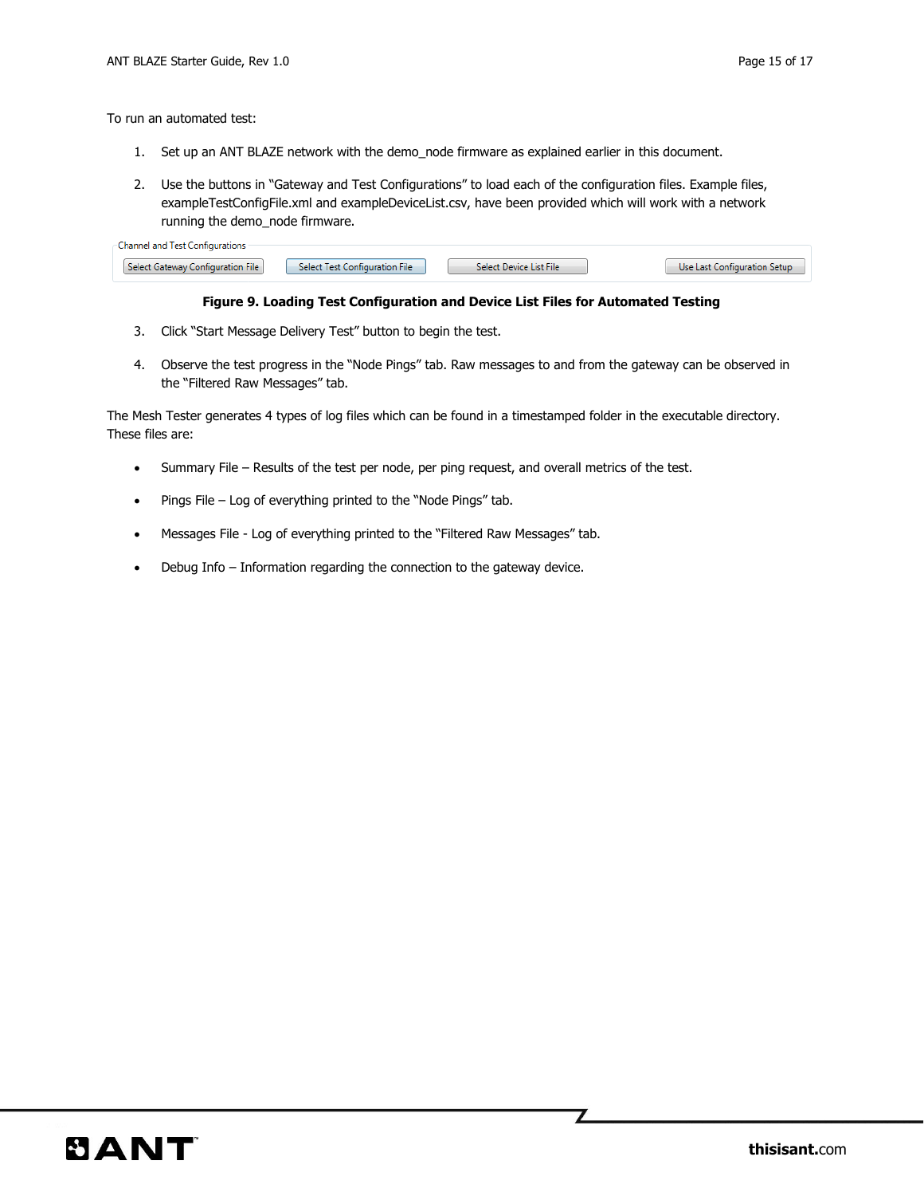To run an automated test:

1. Set up an ANT BLAZE network with the demo_node firmware as explained earlier in this document.
2. Use the buttons in "Gateway and Test Configurations" to load each of the configuration files. Example files, exampleTestConfigFile.xml and exampleDeviceList.csv, have been provided which will work with a network running the demo_node firmware.

Channel and Test Configurations

Select Gateway Configuration File | Select Test Configuration File | Select Device List File | Use Last Configuration Setup

**Figure 9. Loading Test Configuration and Device List Files for Automated Testing**

3. Click "Start Message Delivery Test" button to begin the test.
4. Observe the test progress in the "Node Pings" tab. Raw messages to and from the gateway can be observed in the "Filtered Raw Messages" tab.

The Mesh Tester generates 4 types of log files which can be found in a timestamped folder in the executable directory. These files are:

- Summary File – Results of the test per node, per ping request, and overall metrics of the test.
- Pings File – Log of everything printed to the "Node Pings" tab.
- Messages File - Log of everything printed to the "Filtered Raw Messages" tab.
- Debug Info – Information regarding the connection to the gateway device.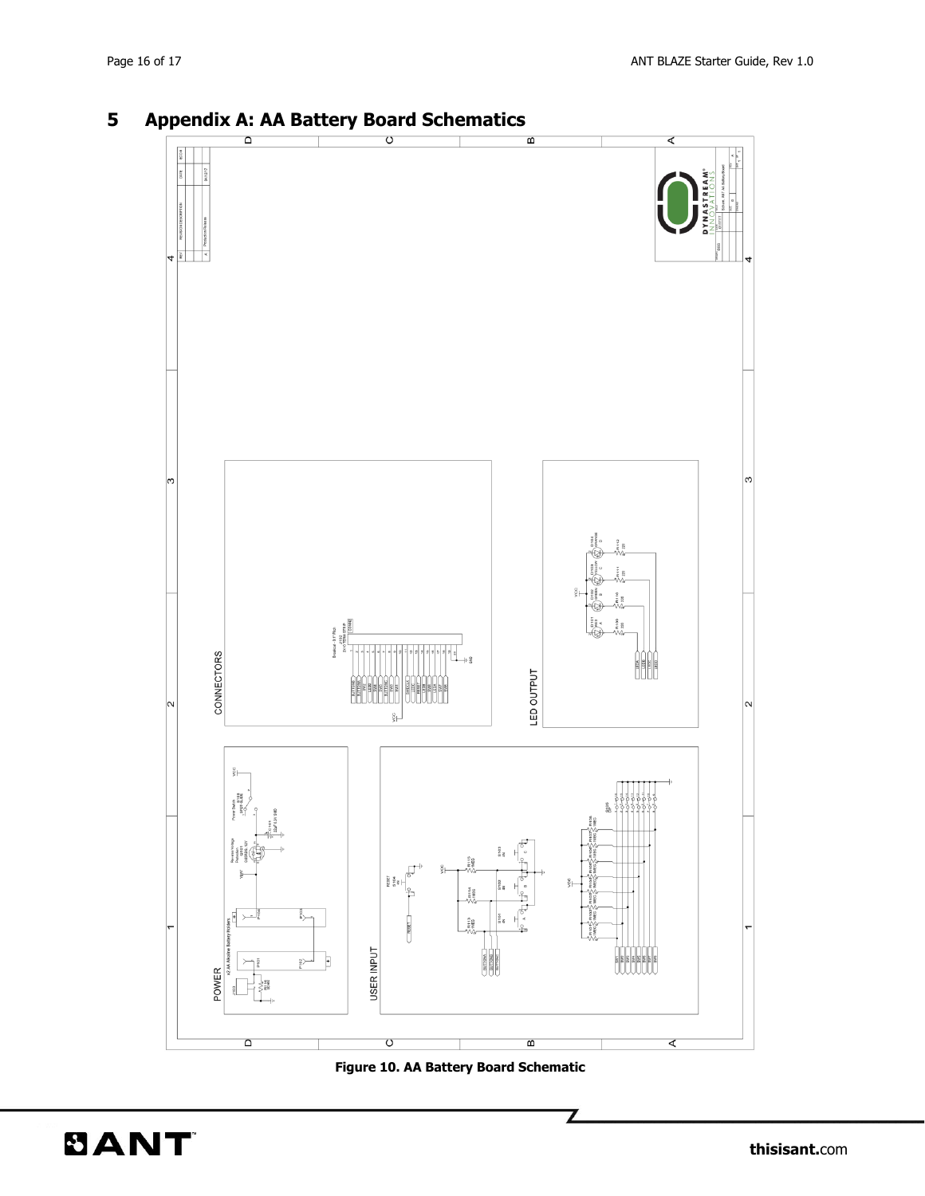# 5 Appendix A: AA Battery Board Schematics

**Figure 10. AA Battery Board Schematic**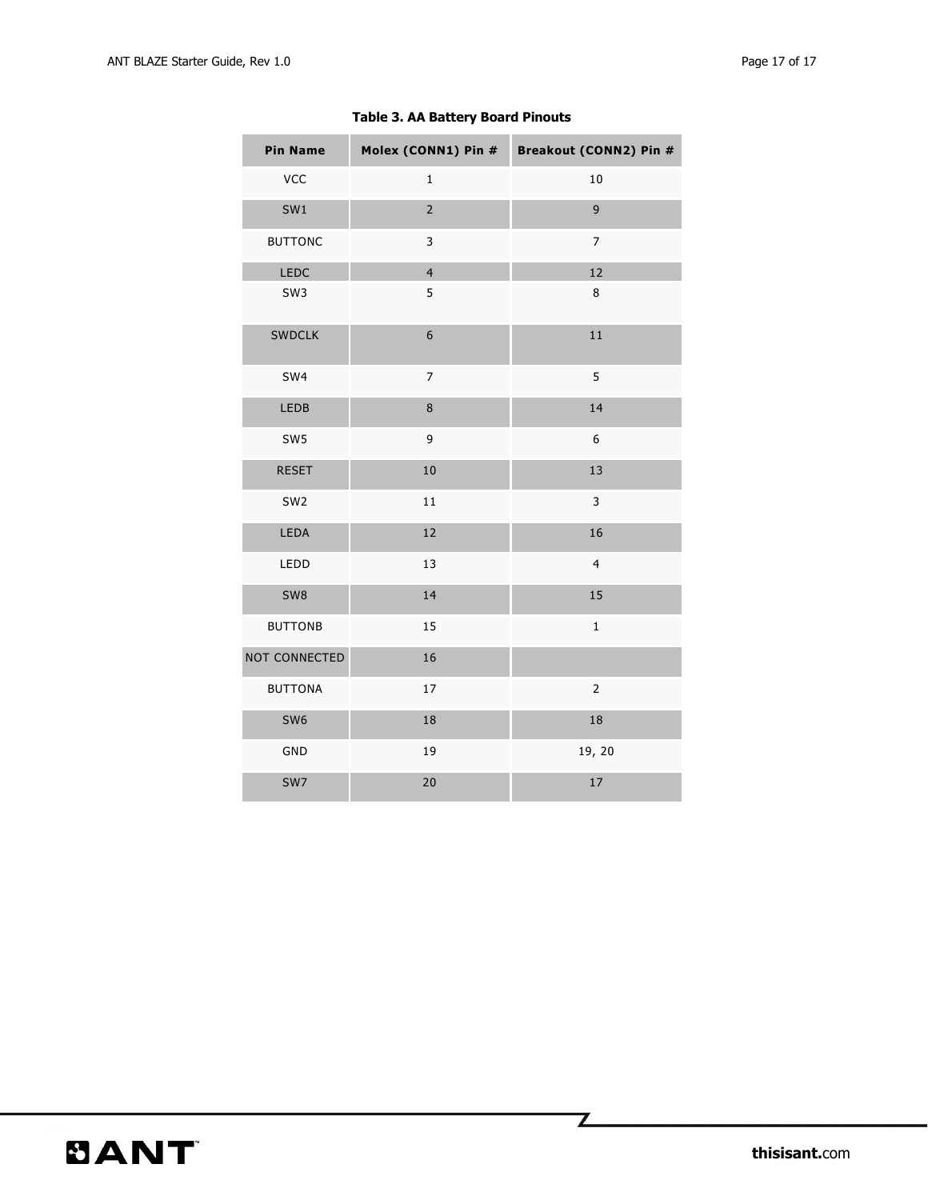**Table 3. AA Battery Board Pinouts**

| Pin Name | Molex (CONN1) Pin # | Breakout (CONN2) Pin # |
| --- | --- | --- |
| VCC | 1 | 10 |
| SW1 | 2 | 9 |
| BUTTONC | 3 | 7 |
| LEDC | 4 | 12 |
| SW3 | 5 | 8 |
| SWDCLK | 6 | 11 |
| SW4 | 7 | 5 |
| LEDB | 8 | 14 |
| SW5 | 9 | 6 |
| RESET | 10 | 13 |
| SW2 | 11 | 3 |
| LEDA | 12 | 16 |
| LEDD | 13 | 4 |
| SW8 | 14 | 15 |
| BUTTONB | 15 | 1 |
| NOT CONNECTED | 16 | |
| BUTTONA | 17 | 2 |
| SW6 | 18 | 18 |
| GND | 19 | 19, 20 |
| SW7 | 20 | 17 |